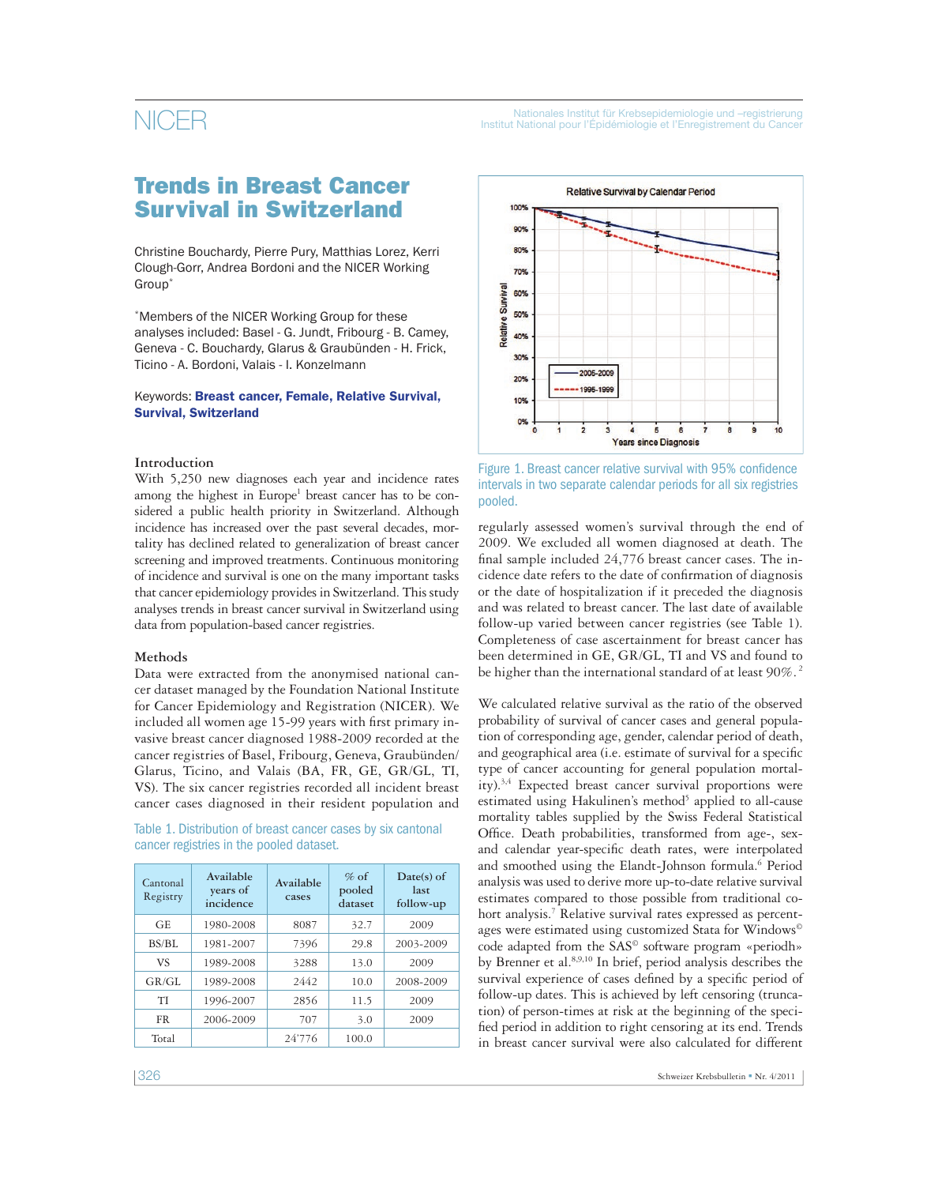# Trends in Breast Cancer Survival in Switzerland

Christine Bouchardy, Pierre Pury, Matthias Lorez, Kerri Clough-Gorr, Andrea Bordoni and the NICER Working Group*

*Members of the NICER Working Group for these analyses included: Basel - G. Jundt, Fribourg - B. Camey, Geneva - C. Bouchardy, Glarus & Graubünden - H. Frick, Ticino - A. Bordoni, Valais - I. Konzelmann

Keywords: **Breast cancer, Female, Relative Survival, Survival, Switzerland**

## Introduction

With 5,250 new diagnoses each year and incidence rates among the highest in Europe[1] breast cancer has to be considered a public health priority in Switzerland. Although incidence has increased over the past several decades, mortality has declined related to generalization of breast cancer screening and improved treatments. Continuous monitoring of incidence and survival is one on the many important tasks that cancer epidemiology provides in Switzerland. This study analyses trends in breast cancer survival in Switzerland using data from population-based cancer registries.

## Methods

Data were extracted from the anonymised national cancer dataset managed by the Foundation National Institute for Cancer Epidemiology and Registration (NICER). We included all women age 15-99 years with first primary invasive breast cancer diagnosed 1988-2009 recorded at the cancer registries of Basel, Fribourg, Geneva, Graubünden/Glarus, Ticino, and Valais (BA, FR, GE, GR/GL, TI, VS). The six cancer registries recorded all incident breast cancer cases diagnosed in their resident population and regularly assessed women's survival through the end of 2009. We excluded all women diagnosed at death. The final sample included 24,776 breast cancer cases. The incidence date refers to the date of confirmation of diagnosis or the date of hospitalization if it preceded the diagnosis and was related to breast cancer. The last date of available follow-up varied between cancer registries (see Table 1). Completeness of case ascertainment for breast cancer has been determined in GE, GR/GL, TI and VS and found to be higher than the international standard of at least 90%.[2]

Table 1. Distribution of breast cancer cases by six cantonal cancer registries in the pooled dataset.

| Cantonal Registry | Available years of incidence | Available cases | % of pooled dataset | Date(s) of last follow-up |
|---|---|---|---|---|
| GE | 1980-2008 | 8087 | 32.7 | 2009 |
| BS/BL | 1981-2007 | 7396 | 29.8 | 2003-2009 |
| VS | 1989-2008 | 3288 | 13.0 | 2009 |
| GR/GL | 1989-2008 | 2442 | 10.0 | 2008-2009 |
| TI | 1996-2007 | 2856 | 11.5 | 2009 |
| FR | 2006-2009 | 707 | 3.0 | 2009 |
| Total | | 24'776 | 100.0 | |

Figure 1. Breast cancer relative survival with 95% confidence intervals in two separate calendar periods for all six registries pooled.

We calculated relative survival as the ratio of the observed probability of survival of cancer cases and general population of corresponding age, gender, calendar period of death, and geographical area (i.e. estimate of survival for a specific type of cancer accounting for general population mortality).[3,4] Expected breast cancer survival proportions were estimated using Hakulinen's method[5] applied to all-cause mortality tables supplied by the Swiss Federal Statistical Office. Death probabilities, transformed from age-, sex- and calendar year-specific death rates, were interpolated and smoothed using the Elandt-Johnson formula.[6] Period analysis was used to derive more up-to-date relative survival estimates compared to those possible from traditional cohort analysis.[7] Relative survival rates expressed as percentages were estimated using customized Stata for Windows© code adapted from the SAS© software program «periodh» by Brenner et al.[8,9,10] In brief, period analysis describes the survival experience of cases defined by a specific period of follow-up dates. This is achieved by left censoring (truncation) of person-times at risk at the beginning of the specified period in addition to right censoring at its end. Trends in breast cancer survival were also calculated for different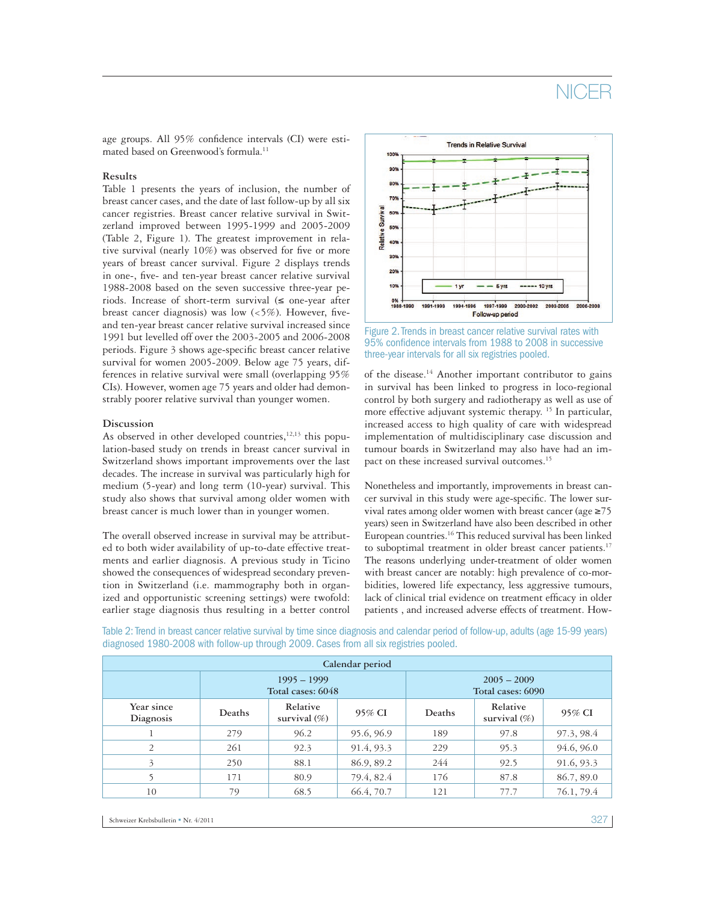age groups. All 95% confidence intervals (CI) were estimated based on Greenwood's formula.[11]

### Results

Table 1 presents the years of inclusion, the number of breast cancer cases, and the date of last follow-up by all six cancer registries. Breast cancer relative survival in Switzerland improved between 1995-1999 and 2005-2009 (Table 2, Figure 1). The greatest improvement in relative survival (nearly 10%) was observed for five or more years of breast cancer survival. Figure 2 displays trends in one-, five- and ten-year breast cancer relative survival 1988-2008 based on the seven successive three-year periods. Increase of short-term survival (≤ one-year after breast cancer diagnosis) was low (<5%). However, five- and ten-year breast cancer relative survival increased since 1991 but levelled off over the 2003-2005 and 2006-2008 periods. Figure 3 shows age-specific breast cancer relative survival for women 2005-2009. Below age 75 years, differences in relative survival were small (overlapping 95% CIs). However, women age 75 years and older had demonstrably poorer relative survival than younger women.

### Discussion

As observed in other developed countries,[12,13] this population-based study on trends in breast cancer survival in Switzerland shows important improvements over the last decades. The increase in survival was particularly high for medium (5-year) and long term (10-year) survival. This study also shows that survival among older women with breast cancer is much lower than in younger women.

The overall observed increase in survival may be attributed to both wider availability of up-to-date effective treatments and earlier diagnosis. A previous study in Ticino showed the consequences of widespread secondary prevention in Switzerland (i.e. mammography both in organized and opportunistic screening settings) were twofold: earlier stage diagnosis thus resulting in a better control of the disease.[14] Another important contributor to gains in survival has been linked to progress in loco-regional control by both surgery and radiotherapy as well as use of more effective adjuvant systemic therapy.[15] In particular, increased access to high quality of care with widespread implementation of multidisciplinary case discussion and tumour boards in Switzerland may also have had an impact on these increased survival outcomes.[15]

Figure 2. Trends in breast cancer relative survival rates with 95% confidence intervals from 1988 to 2008 in successive three-year intervals for all six registries pooled.

Nonetheless and importantly, improvements in breast cancer survival in this study were age-specific. The lower survival rates among older women with breast cancer (age ≥75 years) seen in Switzerland have also been described in other European countries.[16] This reduced survival has been linked to suboptimal treatment in older breast cancer patients.[17] The reasons underlying under-treatment of older women with breast cancer are notably: high prevalence of co-morbidities, lowered life expectancy, less aggressive tumours, lack of clinical trial evidence on treatment efficacy in older patients , and increased adverse effects of treatment. How-

Table 2: Trend in breast cancer relative survival by time since diagnosis and calendar period of follow-up, adults (age 15-99 years) diagnosed 1980-2008 with follow-up through 2009. Cases from all six registries pooled.

| | Calendar period | | | | | |
|---|---|---|---|---|---|---|
| | 1995 – 1999 Total cases: 6048 | | | 2005 – 2009 Total cases: 6090 | | |
| Year since Diagnosis | Deaths | Relative survival (%) | 95% CI | Deaths | Relative survival (%) | 95% CI |
| 1 | 279 | 96.2 | 95.6, 96.9 | 189 | 97.8 | 97.3, 98.4 |
| 2 | 261 | 92.3 | 91.4, 93.3 | 229 | 95.3 | 94.6, 96.0 |
| 3 | 250 | 88.1 | 86.9, 89.2 | 244 | 92.5 | 91.6, 93.3 |
| 5 | 171 | 80.9 | 79.4, 82.4 | 176 | 87.8 | 86.7, 89.0 |
| 10 | 79 | 68.5 | 66.4, 70.7 | 121 | 77.7 | 76.1, 79.4 |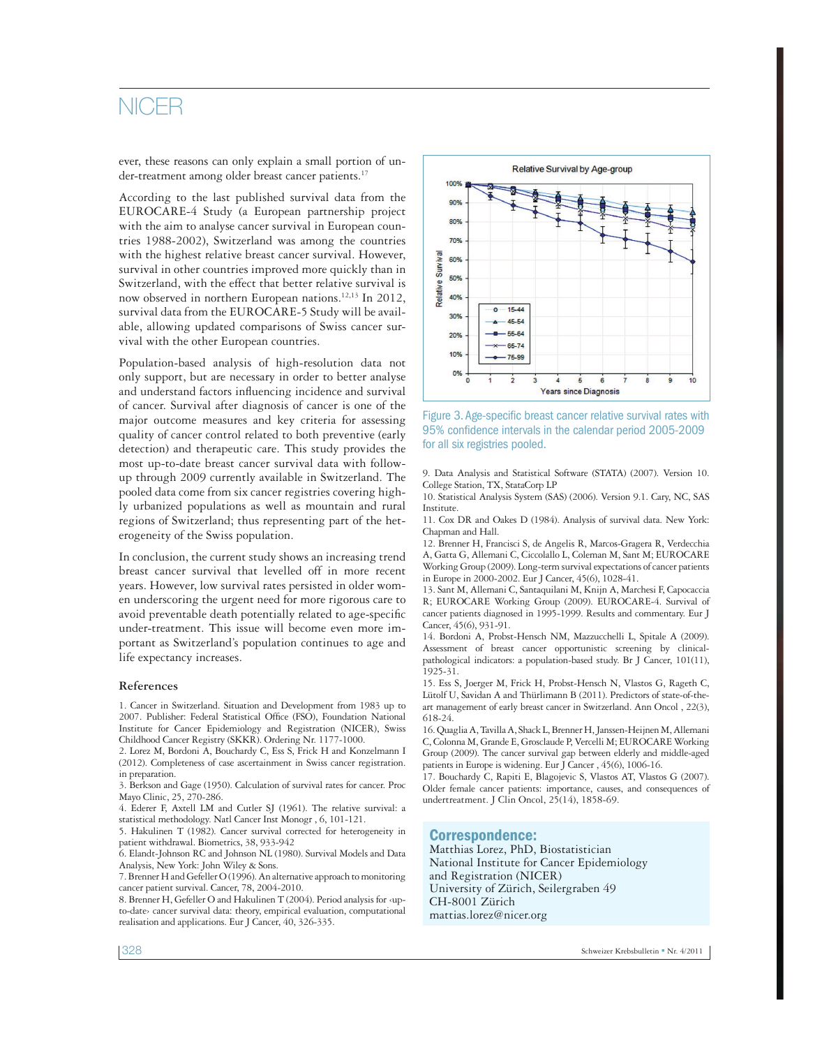ever, these reasons can only explain a small portion of under-treatment among older breast cancer patients.[17]

According to the last published survival data from the EUROCARE-4 Study (a European partnership project with the aim to analyse cancer survival in European countries 1988-2002), Switzerland was among the countries with the highest relative breast cancer survival. However, survival in other countries improved more quickly than in Switzerland, with the effect that better relative survival is now observed in northern European nations.[12,13] In 2012, survival data from the EUROCARE-5 Study will be available, allowing updated comparisons of Swiss cancer survival with the other European countries.

Population-based analysis of high-resolution data not only support, but are necessary in order to better analyse and understand factors influencing incidence and survival of cancer. Survival after diagnosis of cancer is one of the major outcome measures and key criteria for assessing quality of cancer control related to both preventive (early detection) and therapeutic care. This study provides the most up-to-date breast cancer survival data with follow-up through 2009 currently available in Switzerland. The pooled data come from six cancer registries covering highly urbanized populations as well as mountain and rural regions of Switzerland; thus representing part of the heterogeneity of the Swiss population.

In conclusion, the current study shows an increasing trend breast cancer survival that levelled off in more recent years. However, low survival rates persisted in older women underscoring the urgent need for more rigorous care to avoid preventable death potentially related to age-specific under-treatment. This issue will become even more important as Switzerland's population continues to age and life expectancy increases.

Relative Survival by Age-group

Relative Survival

100%
90%
80%
70%
60%
50%
40%
30%
20%
10%
0%

0 1 2 3 4 5 6 7 8 9 10

Years since Diagnosis

15-44
45-54
55-64
65-74
75-99

Figure 3. Age-specific breast cancer relative survival rates with 95% confidence intervals in the calendar period 2005-2009 for all six registries pooled.

## References

1. Cancer in Switzerland. Situation and Development from 1983 up to 2007. Publisher: Federal Statistical Office (FSO), Foundation National Institute for Cancer Epidemiology and Registration (NICER), Swiss Childhood Cancer Registry (SKKR). Ordering Nr. 1177-1000.
2. Lorez M, Bordoni A, Bouchardy C, Ess S, Frick H and Konzelmann I (2012). Completeness of case ascertainment in Swiss cancer registration. in preparation.
3. Berkson and Gage (1950). Calculation of survival rates for cancer. Proc Mayo Clinic, 25, 270-286.
4. Ederer F, Axtell LM and Cutler SJ (1961). The relative survival: a statistical methodology. Natl Cancer Inst Monogr , 6, 101-121.
5. Hakulinen T (1982). Cancer survival corrected for heterogeneity in patient withdrawal. Biometrics, 38, 933-942
6. Elandt-Johnson RC and Johnson NL (1980). Survival Models and Data Analysis, New York: John Wiley & Sons.
7. Brenner H and Gefeller O (1996). An alternative approach to monitoring cancer patient survival. Cancer, 78, 2004-2010.
8. Brenner H, Gefeller O and Hakulinen T (2004). Period analysis for ‹up-to-date› cancer survival data: theory, empirical evaluation, computational realisation and applications. Eur J Cancer, 40, 326-335.
9. Data Analysis and Statistical Software (STATA) (2007). Version 10. College Station, TX, StataCorp LP
10. Statistical Analysis System (SAS) (2006). Version 9.1. Cary, NC, SAS Institute.
11. Cox DR and Oakes D (1984). Analysis of survival data. New York: Chapman and Hall.
12. Brenner H, Francisci S, de Angelis R, Marcos-Gragera R, Verdecchia A, Gatta G, Allemani C, Ciccolallo L, Coleman M, Sant M; EUROCARE Working Group (2009). Long-term survival expectations of cancer patients in Europe in 2000-2002. Eur J Cancer, 45(6), 1028-41.
13. Sant M, Allemani C, Santaquilani M, Knijn A, Marchesi F, Capocaccia R; EUROCARE Working Group (2009). EUROCARE-4. Survival of cancer patients diagnosed in 1995-1999. Results and commentary. Eur J Cancer, 45(6), 931-91.
14. Bordoni A, Probst-Hensch NM, Mazzucchelli L, Spitale A (2009). Assessment of breast cancer opportunistic screening by clinical-pathological indicators: a population-based study. Br J Cancer, 101(11), 1925-31.
15. Ess S, Joerger M, Frick H, Probst-Hensch N, Vlastos G, Rageth C, Lütolf U, Savidan A and Thürlimann B (2011). Predictors of state-of-the-art management of early breast cancer in Switzerland. Ann Oncol , 22(3), 618-24.
16. Quaglia A, Tavilla A, Shack L, Brenner H, Janssen-Heijnen M, Allemani C, Colonna M, Grande E, Grosclaude P, Vercelli M; EUROCARE Working Group (2009). The cancer survival gap between elderly and middle-aged patients in Europe is widening. Eur J Cancer , 45(6), 1006-16.
17. Bouchardy C, Rapiti E, Blagojevic S, Vlastos AT, Vlastos G (2007). Older female cancer patients: importance, causes, and consequences of undertreatment. J Clin Oncol, 25(14), 1858-69.

**Correspondence:**

Matthias Lorez, PhD, Biostatistician
National Institute for Cancer Epidemiology and Registration (NICER)
University of Zürich, Seilergraben 49
CH-8001 Zürich
mattias.lorez@nicer.org